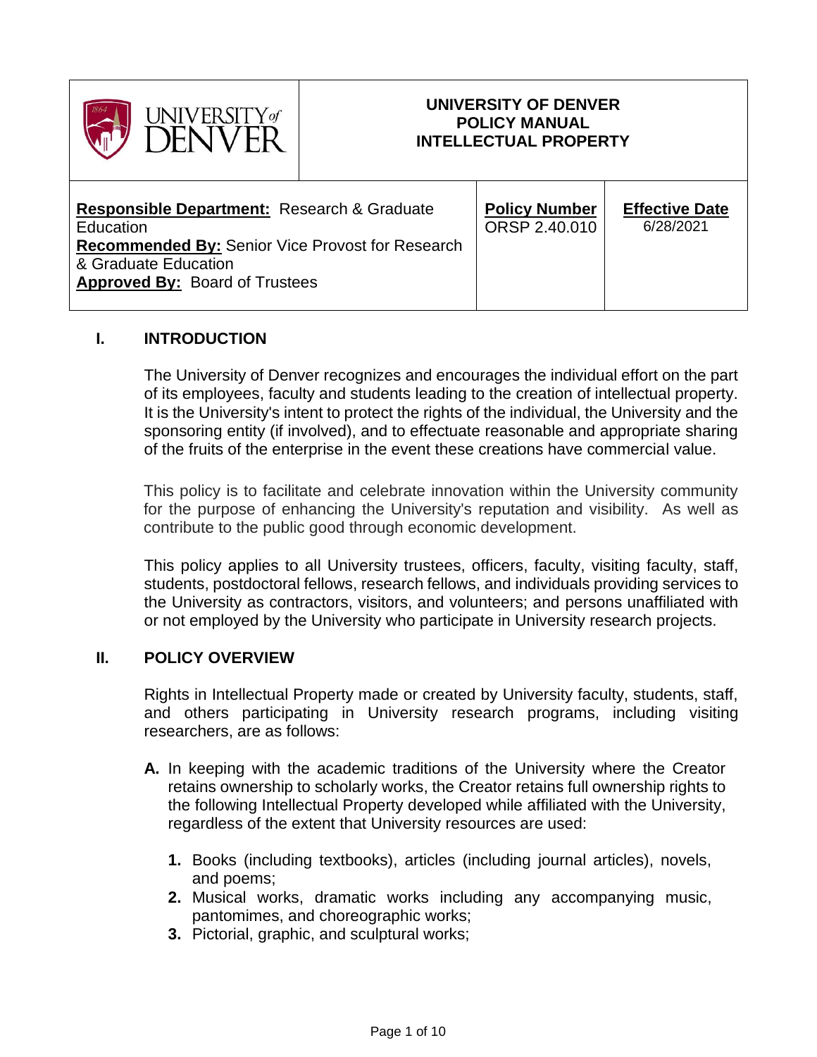| UNIVERSITY of DENVER | UNIVERSITY OF DENVER<br>POLICY MANUAL<br>INTELLECTUAL PROPERTY | |
|---|---|---|
| **Responsible Department:** Research & Graduate Education<br>**Recommended By:** Senior Vice Provost for Research & Graduate Education<br>**Approved By:** Board of Trustees | **Policy Number**<br>ORSP 2.40.010 | **Effective Date**<br>6/28/2021 |

## I. INTRODUCTION

The University of Denver recognizes and encourages the individual effort on the part of its employees, faculty and students leading to the creation of intellectual property. It is the University's intent to protect the rights of the individual, the University and the sponsoring entity (if involved), and to effectuate reasonable and appropriate sharing of the fruits of the enterprise in the event these creations have commercial value.

This policy is to facilitate and celebrate innovation within the University community for the purpose of enhancing the University's reputation and visibility. As well as contribute to the public good through economic development.

This policy applies to all University trustees, officers, faculty, visiting faculty, staff, students, postdoctoral fellows, research fellows, and individuals providing services to the University as contractors, visitors, and volunteers; and persons unaffiliated with or not employed by the University who participate in University research projects.

## II. POLICY OVERVIEW

Rights in Intellectual Property made or created by University faculty, students, staff, and others participating in University research programs, including visiting researchers, are as follows:

**A.** In keeping with the academic traditions of the University where the Creator retains ownership to scholarly works, the Creator retains full ownership rights to the following Intellectual Property developed while affiliated with the University, regardless of the extent that University resources are used:

1. Books (including textbooks), articles (including journal articles), novels, and poems;
2. Musical works, dramatic works including any accompanying music, pantomimes, and choreographic works;
3. Pictorial, graphic, and sculptural works;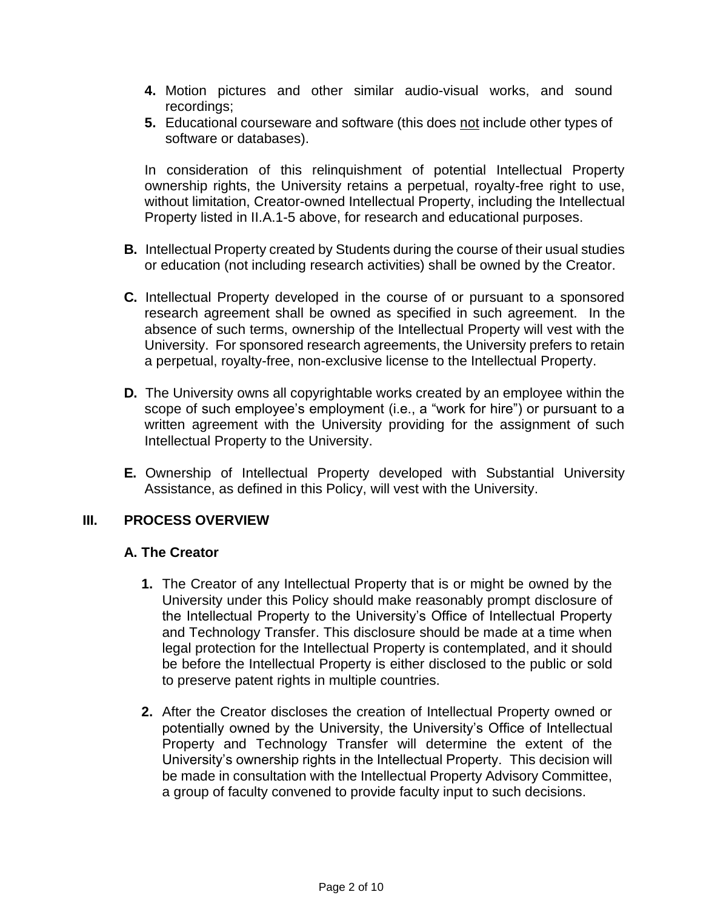4. Motion pictures and other similar audio-visual works, and sound recordings;
5. Educational courseware and software (this does not include other types of software or databases).

In consideration of this relinquishment of potential Intellectual Property ownership rights, the University retains a perpetual, royalty-free right to use, without limitation, Creator-owned Intellectual Property, including the Intellectual Property listed in II.A.1-5 above, for research and educational purposes.

**B.** Intellectual Property created by Students during the course of their usual studies or education (not including research activities) shall be owned by the Creator.

**C.** Intellectual Property developed in the course of or pursuant to a sponsored research agreement shall be owned as specified in such agreement. In the absence of such terms, ownership of the Intellectual Property will vest with the University. For sponsored research agreements, the University prefers to retain a perpetual, royalty-free, non-exclusive license to the Intellectual Property.

**D.** The University owns all copyrightable works created by an employee within the scope of such employee's employment (i.e., a "work for hire") or pursuant to a written agreement with the University providing for the assignment of such Intellectual Property to the University.

**E.** Ownership of Intellectual Property developed with Substantial University Assistance, as defined in this Policy, will vest with the University.

## III. PROCESS OVERVIEW

### A. The Creator

1. The Creator of any Intellectual Property that is or might be owned by the University under this Policy should make reasonably prompt disclosure of the Intellectual Property to the University's Office of Intellectual Property and Technology Transfer. This disclosure should be made at a time when legal protection for the Intellectual Property is contemplated, and it should be before the Intellectual Property is either disclosed to the public or sold to preserve patent rights in multiple countries.

2. After the Creator discloses the creation of Intellectual Property owned or potentially owned by the University, the University's Office of Intellectual Property and Technology Transfer will determine the extent of the University's ownership rights in the Intellectual Property. This decision will be made in consultation with the Intellectual Property Advisory Committee, a group of faculty convened to provide faculty input to such decisions.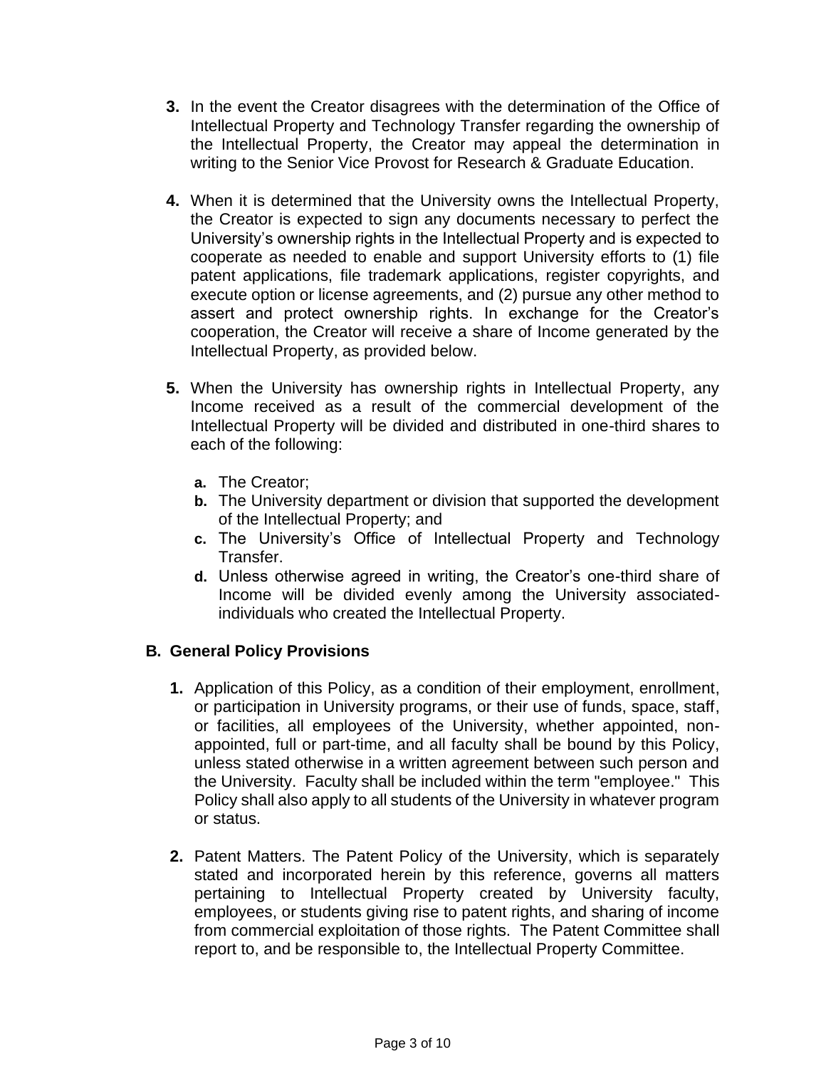3. In the event the Creator disagrees with the determination of the Office of Intellectual Property and Technology Transfer regarding the ownership of the Intellectual Property, the Creator may appeal the determination in writing to the Senior Vice Provost for Research & Graduate Education.

4. When it is determined that the University owns the Intellectual Property, the Creator is expected to sign any documents necessary to perfect the University's ownership rights in the Intellectual Property and is expected to cooperate as needed to enable and support University efforts to (1) file patent applications, file trademark applications, register copyrights, and execute option or license agreements, and (2) pursue any other method to assert and protect ownership rights. In exchange for the Creator's cooperation, the Creator will receive a share of Income generated by the Intellectual Property, as provided below.

5. When the University has ownership rights in Intellectual Property, any Income received as a result of the commercial development of the Intellectual Property will be divided and distributed in one-third shares to each of the following:

   a. The Creator;
   b. The University department or division that supported the development of the Intellectual Property; and
   c. The University's Office of Intellectual Property and Technology Transfer.
   d. Unless otherwise agreed in writing, the Creator's one-third share of Income will be divided evenly among the University associated-individuals who created the Intellectual Property.

### B. General Policy Provisions

1. Application of this Policy, as a condition of their employment, enrollment, or participation in University programs, or their use of funds, space, staff, or facilities, all employees of the University, whether appointed, non-appointed, full or part-time, and all faculty shall be bound by this Policy, unless stated otherwise in a written agreement between such person and the University. Faculty shall be included within the term "employee." This Policy shall also apply to all students of the University in whatever program or status.

2. Patent Matters. The Patent Policy of the University, which is separately stated and incorporated herein by this reference, governs all matters pertaining to Intellectual Property created by University faculty, employees, or students giving rise to patent rights, and sharing of income from commercial exploitation of those rights. The Patent Committee shall report to, and be responsible to, the Intellectual Property Committee.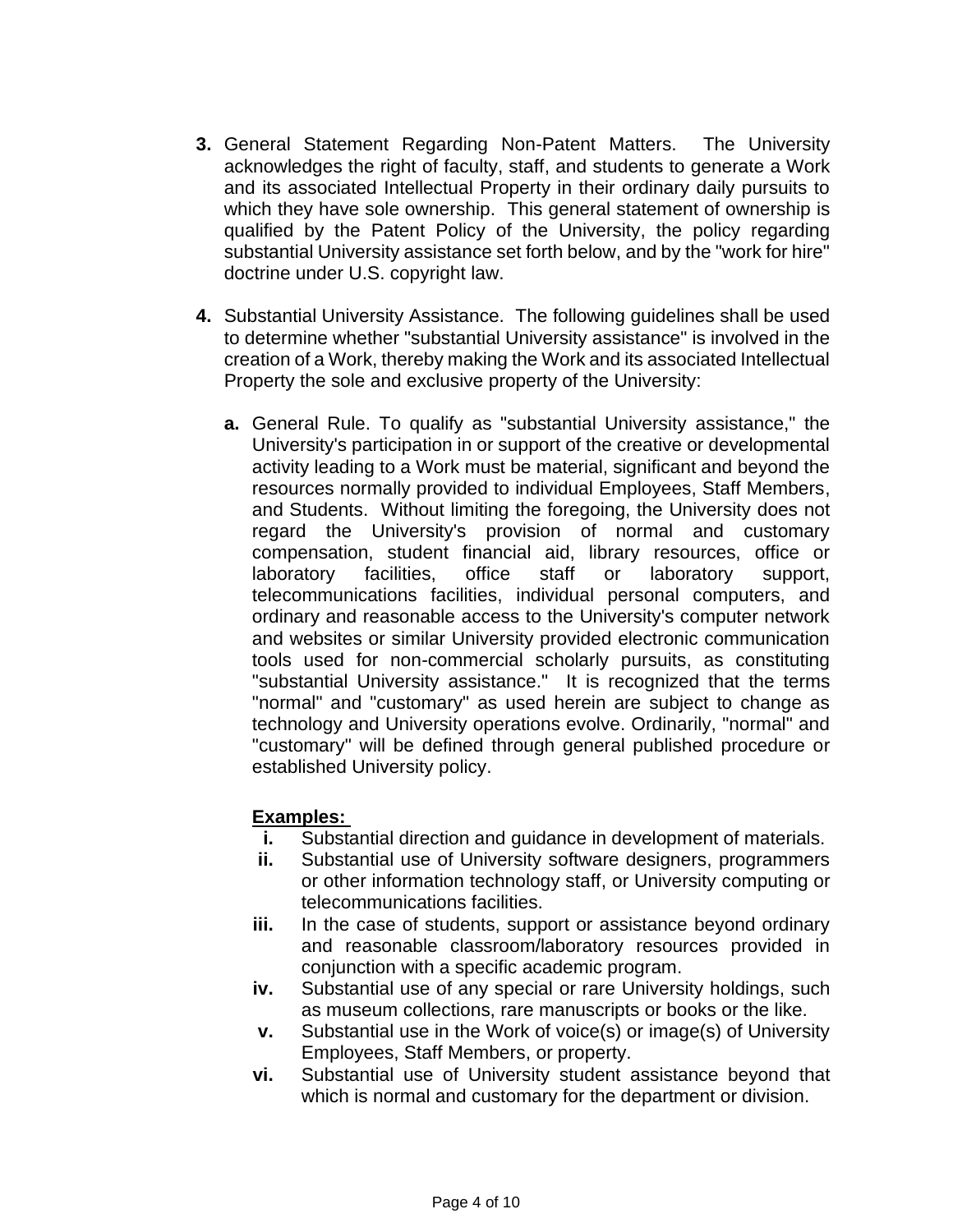**3.** General Statement Regarding Non-Patent Matters. The University acknowledges the right of faculty, staff, and students to generate a Work and its associated Intellectual Property in their ordinary daily pursuits to which they have sole ownership. This general statement of ownership is qualified by the Patent Policy of the University, the policy regarding substantial University assistance set forth below, and by the "work for hire" doctrine under U.S. copyright law.

**4.** Substantial University Assistance. The following guidelines shall be used to determine whether "substantial University assistance" is involved in the creation of a Work, thereby making the Work and its associated Intellectual Property the sole and exclusive property of the University:

**a.** General Rule. To qualify as "substantial University assistance," the University's participation in or support of the creative or developmental activity leading to a Work must be material, significant and beyond the resources normally provided to individual Employees, Staff Members, and Students. Without limiting the foregoing, the University does not regard the University's provision of normal and customary compensation, student financial aid, library resources, office or laboratory facilities, office staff or laboratory support, telecommunications facilities, individual personal computers, and ordinary and reasonable access to the University's computer network and websites or similar University provided electronic communication tools used for non-commercial scholarly pursuits, as constituting "substantial University assistance." It is recognized that the terms "normal" and "customary" as used herein are subject to change as technology and University operations evolve. Ordinarily, "normal" and "customary" will be defined through general published procedure or established University policy.

**Examples:**

**i.** Substantial direction and guidance in development of materials.

**ii.** Substantial use of University software designers, programmers or other information technology staff, or University computing or telecommunications facilities.

**iii.** In the case of students, support or assistance beyond ordinary and reasonable classroom/laboratory resources provided in conjunction with a specific academic program.

**iv.** Substantial use of any special or rare University holdings, such as museum collections, rare manuscripts or books or the like.

**v.** Substantial use in the Work of voice(s) or image(s) of University Employees, Staff Members, or property.

**vi.** Substantial use of University student assistance beyond that which is normal and customary for the department or division.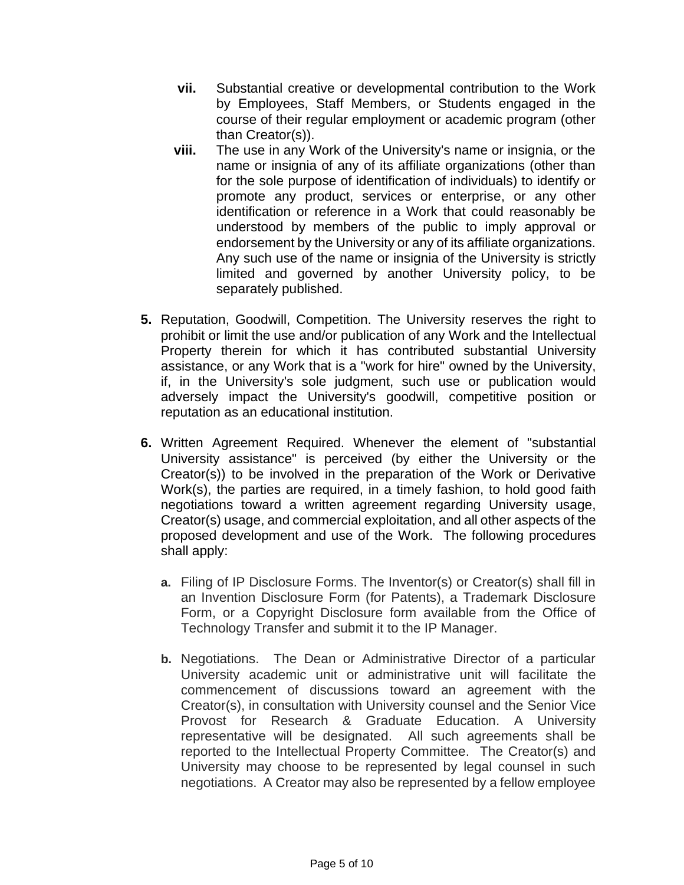vii. Substantial creative or developmental contribution to the Work by Employees, Staff Members, or Students engaged in the course of their regular employment or academic program (other than Creator(s)).

viii. The use in any Work of the University's name or insignia, or the name or insignia of any of its affiliate organizations (other than for the sole purpose of identification of individuals) to identify or promote any product, services or enterprise, or any other identification or reference in a Work that could reasonably be understood by members of the public to imply approval or endorsement by the University or any of its affiliate organizations. Any such use of the name or insignia of the University is strictly limited and governed by another University policy, to be separately published.

5. Reputation, Goodwill, Competition. The University reserves the right to prohibit or limit the use and/or publication of any Work and the Intellectual Property therein for which it has contributed substantial University assistance, or any Work that is a "work for hire" owned by the University, if, in the University's sole judgment, such use or publication would adversely impact the University's goodwill, competitive position or reputation as an educational institution.

6. Written Agreement Required. Whenever the element of "substantial University assistance" is perceived (by either the University or the Creator(s)) to be involved in the preparation of the Work or Derivative Work(s), the parties are required, in a timely fashion, to hold good faith negotiations toward a written agreement regarding University usage, Creator(s) usage, and commercial exploitation, and all other aspects of the proposed development and use of the Work. The following procedures shall apply:

   a. Filing of IP Disclosure Forms. The Inventor(s) or Creator(s) shall fill in an Invention Disclosure Form (for Patents), a Trademark Disclosure Form, or a Copyright Disclosure form available from the Office of Technology Transfer and submit it to the IP Manager.

   b. Negotiations. The Dean or Administrative Director of a particular University academic unit or administrative unit will facilitate the commencement of discussions toward an agreement with the Creator(s), in consultation with University counsel and the Senior Vice Provost for Research & Graduate Education. A University representative will be designated. All such agreements shall be reported to the Intellectual Property Committee. The Creator(s) and University may choose to be represented by legal counsel in such negotiations. A Creator may also be represented by a fellow employee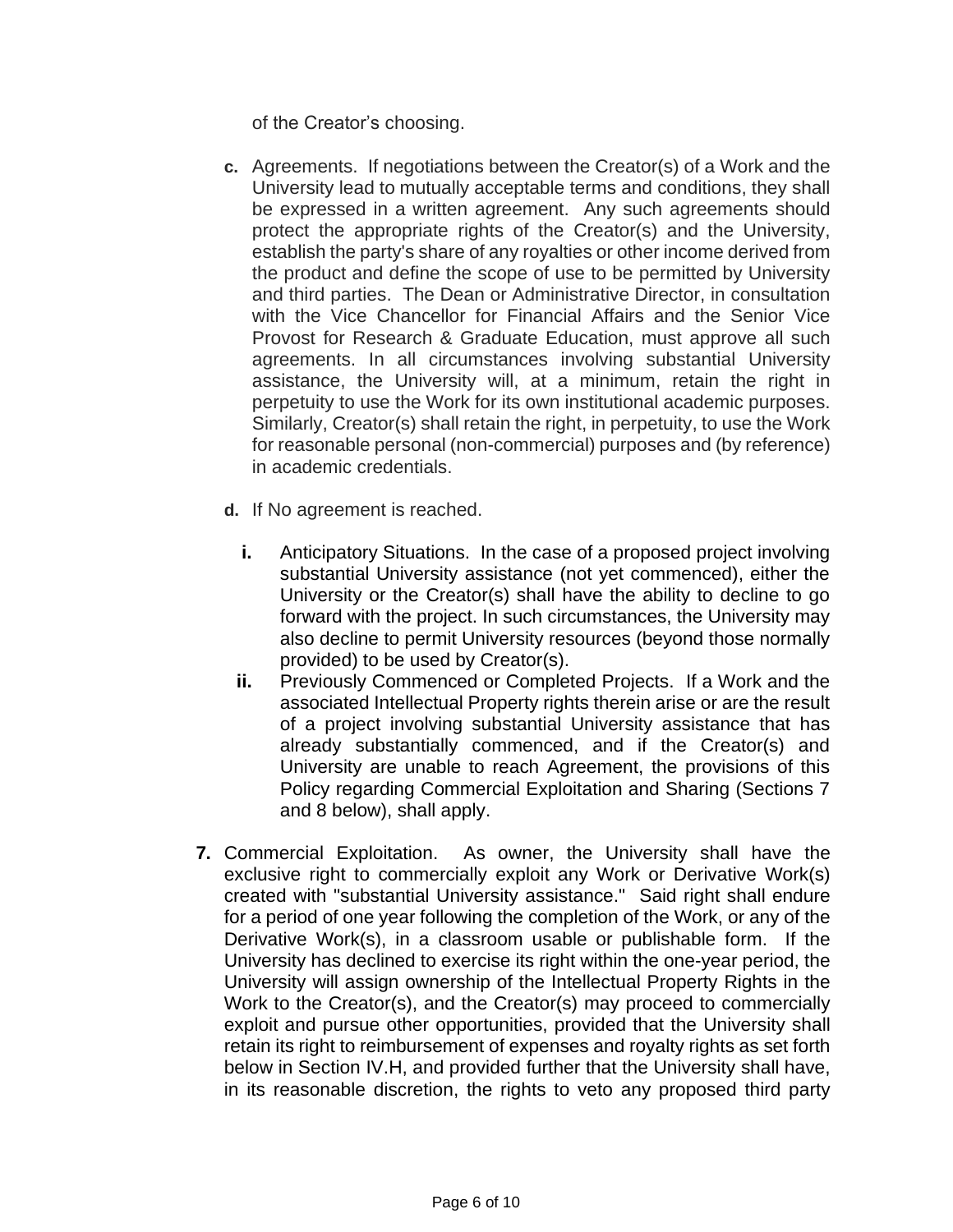of the Creator's choosing.

c. Agreements. If negotiations between the Creator(s) of a Work and the University lead to mutually acceptable terms and conditions, they shall be expressed in a written agreement. Any such agreements should protect the appropriate rights of the Creator(s) and the University, establish the party's share of any royalties or other income derived from the product and define the scope of use to be permitted by University and third parties. The Dean or Administrative Director, in consultation with the Vice Chancellor for Financial Affairs and the Senior Vice Provost for Research & Graduate Education, must approve all such agreements. In all circumstances involving substantial University assistance, the University will, at a minimum, retain the right in perpetuity to use the Work for its own institutional academic purposes. Similarly, Creator(s) shall retain the right, in perpetuity, to use the Work for reasonable personal (non-commercial) purposes and (by reference) in academic credentials.

d. If No agreement is reached.

   i. Anticipatory Situations. In the case of a proposed project involving substantial University assistance (not yet commenced), either the University or the Creator(s) shall have the ability to decline to go forward with the project. In such circumstances, the University may also decline to permit University resources (beyond those normally provided) to be used by Creator(s).

   ii. Previously Commenced or Completed Projects. If a Work and the associated Intellectual Property rights therein arise or are the result of a project involving substantial University assistance that has already substantially commenced, and if the Creator(s) and University are unable to reach Agreement, the provisions of this Policy regarding Commercial Exploitation and Sharing (Sections 7 and 8 below), shall apply.

**7.** Commercial Exploitation. As owner, the University shall have the exclusive right to commercially exploit any Work or Derivative Work(s) created with "substantial University assistance." Said right shall endure for a period of one year following the completion of the Work, or any of the Derivative Work(s), in a classroom usable or publishable form. If the University has declined to exercise its right within the one-year period, the University will assign ownership of the Intellectual Property Rights in the Work to the Creator(s), and the Creator(s) may proceed to commercially exploit and pursue other opportunities, provided that the University shall retain its right to reimbursement of expenses and royalty rights as set forth below in Section IV.H, and provided further that the University shall have, in its reasonable discretion, the rights to veto any proposed third party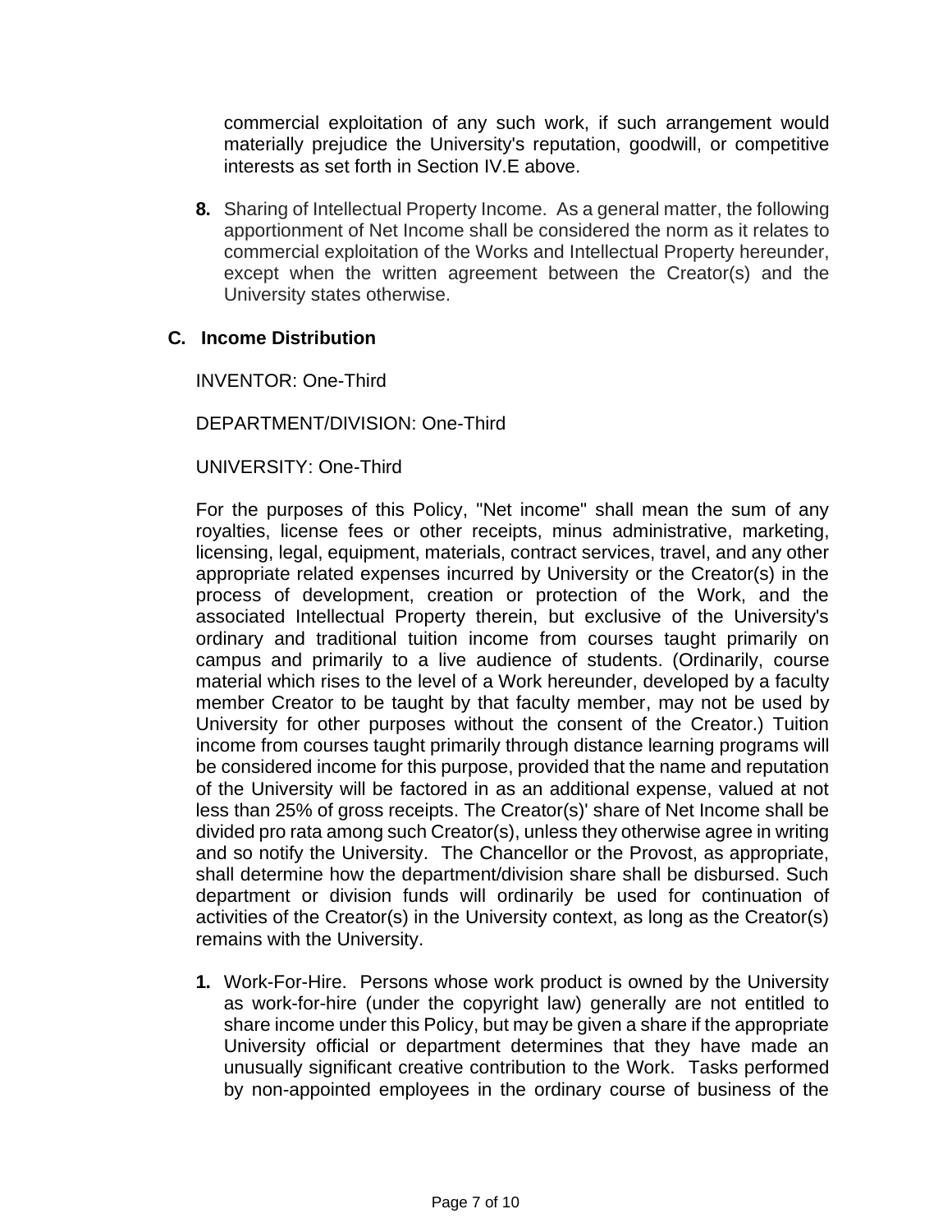commercial exploitation of any such work, if such arrangement would materially prejudice the University's reputation, goodwill, or competitive interests as set forth in Section IV.E above.

**8.** Sharing of Intellectual Property Income. As a general matter, the following apportionment of Net Income shall be considered the norm as it relates to commercial exploitation of the Works and Intellectual Property hereunder, except when the written agreement between the Creator(s) and the University states otherwise.

### C. Income Distribution

INVENTOR: One-Third

DEPARTMENT/DIVISION: One-Third

UNIVERSITY: One-Third

For the purposes of this Policy, "Net income" shall mean the sum of any royalties, license fees or other receipts, minus administrative, marketing, licensing, legal, equipment, materials, contract services, travel, and any other appropriate related expenses incurred by University or the Creator(s) in the process of development, creation or protection of the Work, and the associated Intellectual Property therein, but exclusive of the University's ordinary and traditional tuition income from courses taught primarily on campus and primarily to a live audience of students. (Ordinarily, course material which rises to the level of a Work hereunder, developed by a faculty member Creator to be taught by that faculty member, may not be used by University for other purposes without the consent of the Creator.) Tuition income from courses taught primarily through distance learning programs will be considered income for this purpose, provided that the name and reputation of the University will be factored in as an additional expense, valued at not less than 25% of gross receipts. The Creator(s)' share of Net Income shall be divided pro rata among such Creator(s), unless they otherwise agree in writing and so notify the University. The Chancellor or the Provost, as appropriate, shall determine how the department/division share shall be disbursed. Such department or division funds will ordinarily be used for continuation of activities of the Creator(s) in the University context, as long as the Creator(s) remains with the University.

**1.** Work-For-Hire. Persons whose work product is owned by the University as work-for-hire (under the copyright law) generally are not entitled to share income under this Policy, but may be given a share if the appropriate University official or department determines that they have made an unusually significant creative contribution to the Work. Tasks performed by non-appointed employees in the ordinary course of business of the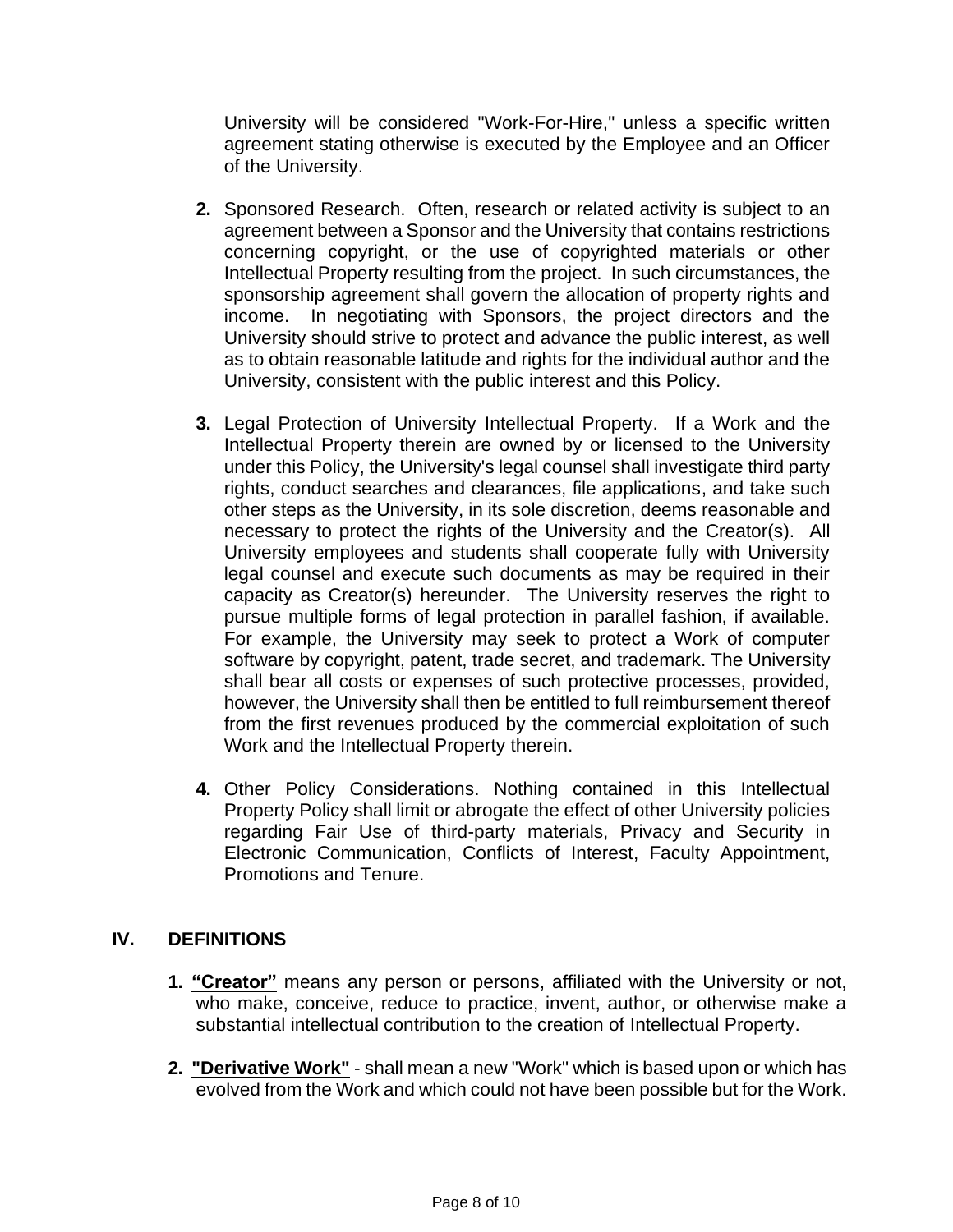University will be considered "Work-For-Hire," unless a specific written agreement stating otherwise is executed by the Employee and an Officer of the University.

2. Sponsored Research. Often, research or related activity is subject to an agreement between a Sponsor and the University that contains restrictions concerning copyright, or the use of copyrighted materials or other Intellectual Property resulting from the project. In such circumstances, the sponsorship agreement shall govern the allocation of property rights and income. In negotiating with Sponsors, the project directors and the University should strive to protect and advance the public interest, as well as to obtain reasonable latitude and rights for the individual author and the University, consistent with the public interest and this Policy.

3. Legal Protection of University Intellectual Property. If a Work and the Intellectual Property therein are owned by or licensed to the University under this Policy, the University's legal counsel shall investigate third party rights, conduct searches and clearances, file applications, and take such other steps as the University, in its sole discretion, deems reasonable and necessary to protect the rights of the University and the Creator(s). All University employees and students shall cooperate fully with University legal counsel and execute such documents as may be required in their capacity as Creator(s) hereunder. The University reserves the right to pursue multiple forms of legal protection in parallel fashion, if available. For example, the University may seek to protect a Work of computer software by copyright, patent, trade secret, and trademark. The University shall bear all costs or expenses of such protective processes, provided, however, the University shall then be entitled to full reimbursement thereof from the first revenues produced by the commercial exploitation of such Work and the Intellectual Property therein.

4. Other Policy Considerations. Nothing contained in this Intellectual Property Policy shall limit or abrogate the effect of other University policies regarding Fair Use of third-party materials, Privacy and Security in Electronic Communication, Conflicts of Interest, Faculty Appointment, Promotions and Tenure.

## IV. DEFINITIONS

1. **"Creator"** means any person or persons, affiliated with the University or not, who make, conceive, reduce to practice, invent, author, or otherwise make a substantial intellectual contribution to the creation of Intellectual Property.

2. **"Derivative Work"** - shall mean a new "Work" which is based upon or which has evolved from the Work and which could not have been possible but for the Work.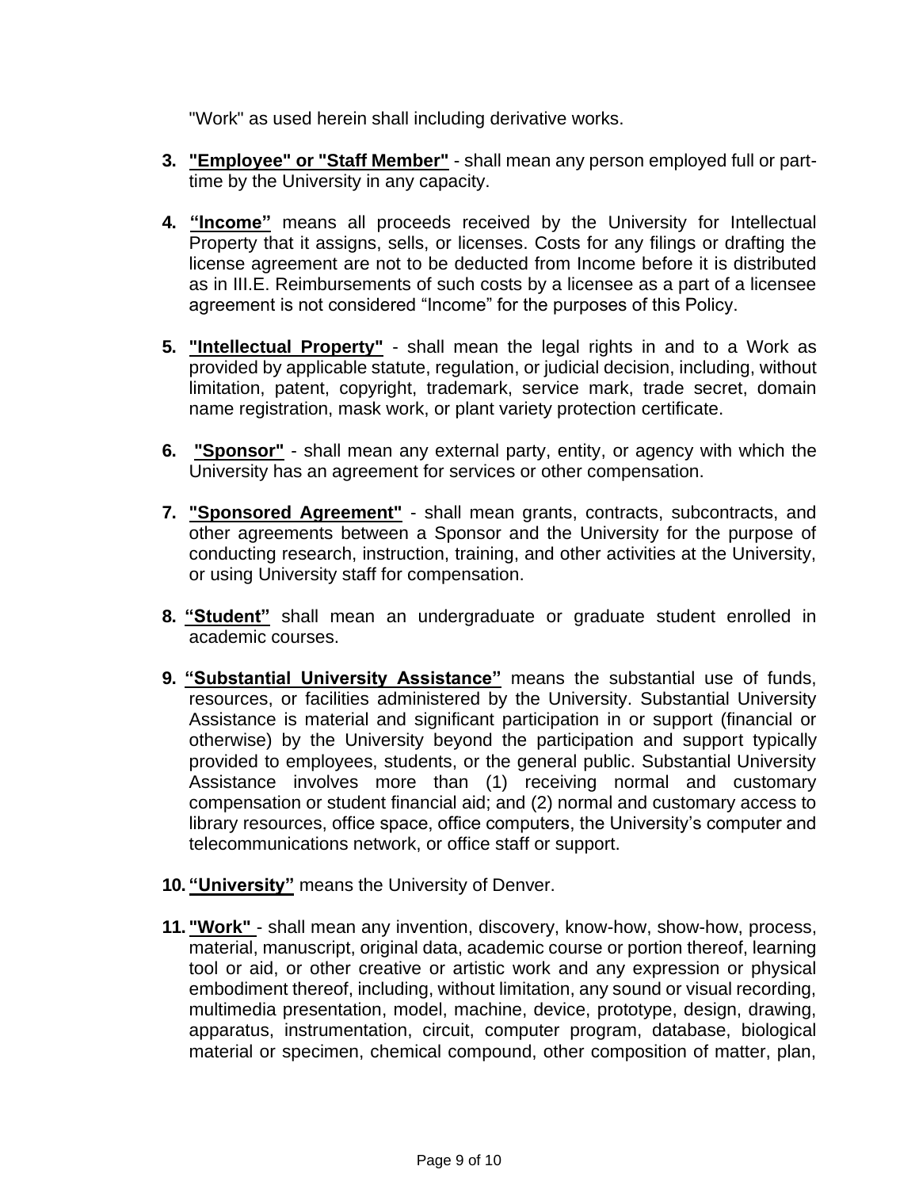"Work" as used herein shall including derivative works.

3. **"Employee" or "Staff Member"** - shall mean any person employed full or part-time by the University in any capacity.

4. **"Income"** means all proceeds received by the University for Intellectual Property that it assigns, sells, or licenses. Costs for any filings or drafting the license agreement are not to be deducted from Income before it is distributed as in III.E. Reimbursements of such costs by a licensee as a part of a licensee agreement is not considered "Income" for the purposes of this Policy.

5. **"Intellectual Property"** - shall mean the legal rights in and to a Work as provided by applicable statute, regulation, or judicial decision, including, without limitation, patent, copyright, trademark, service mark, trade secret, domain name registration, mask work, or plant variety protection certificate.

6. **"Sponsor"** - shall mean any external party, entity, or agency with which the University has an agreement for services or other compensation.

7. **"Sponsored Agreement"** - shall mean grants, contracts, subcontracts, and other agreements between a Sponsor and the University for the purpose of conducting research, instruction, training, and other activities at the University, or using University staff for compensation.

8. **"Student"** shall mean an undergraduate or graduate student enrolled in academic courses.

9. **"Substantial University Assistance"** means the substantial use of funds, resources, or facilities administered by the University. Substantial University Assistance is material and significant participation in or support (financial or otherwise) by the University beyond the participation and support typically provided to employees, students, or the general public. Substantial University Assistance involves more than (1) receiving normal and customary compensation or student financial aid; and (2) normal and customary access to library resources, office space, office computers, the University's computer and telecommunications network, or office staff or support.

10. **"University"** means the University of Denver.

11. **"Work"** - shall mean any invention, discovery, know-how, show-how, process, material, manuscript, original data, academic course or portion thereof, learning tool or aid, or other creative or artistic work and any expression or physical embodiment thereof, including, without limitation, any sound or visual recording, multimedia presentation, model, machine, device, prototype, design, drawing, apparatus, instrumentation, circuit, computer program, database, biological material or specimen, chemical compound, other composition of matter, plan,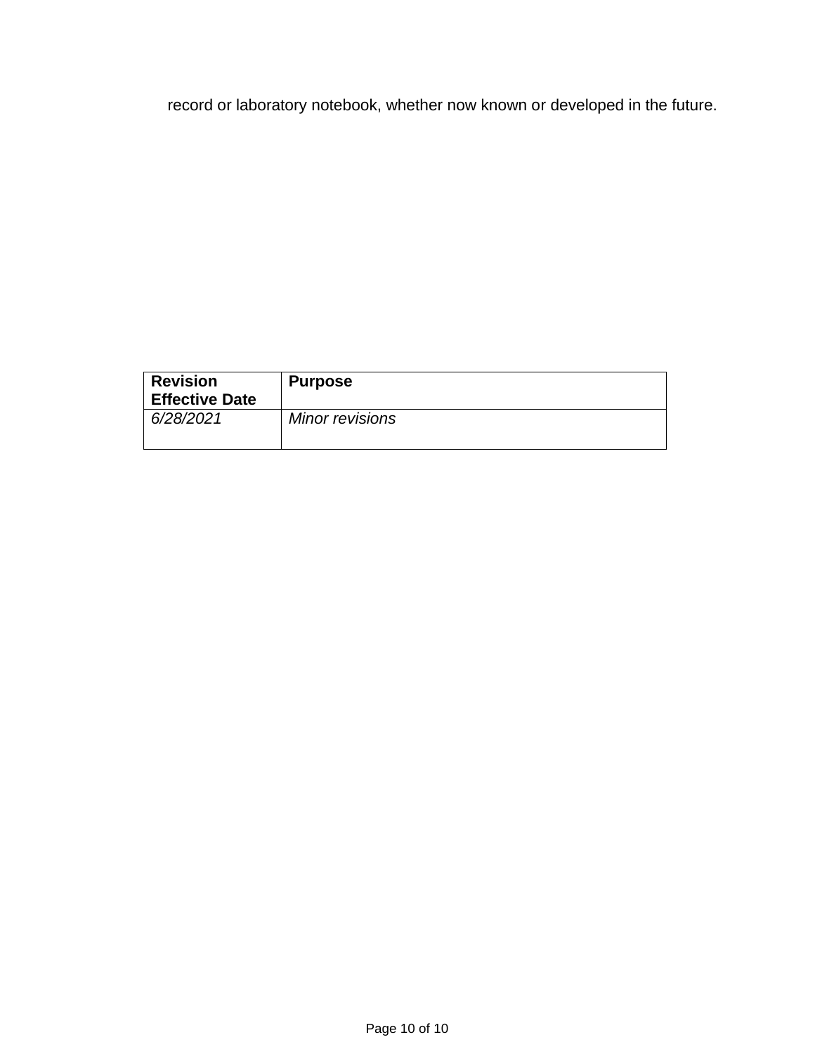record or laboratory notebook, whether now known or developed in the future.

| **Revision Effective Date** | **Purpose** |
| --- | --- |
| *6/28/2021* | *Minor revisions* |